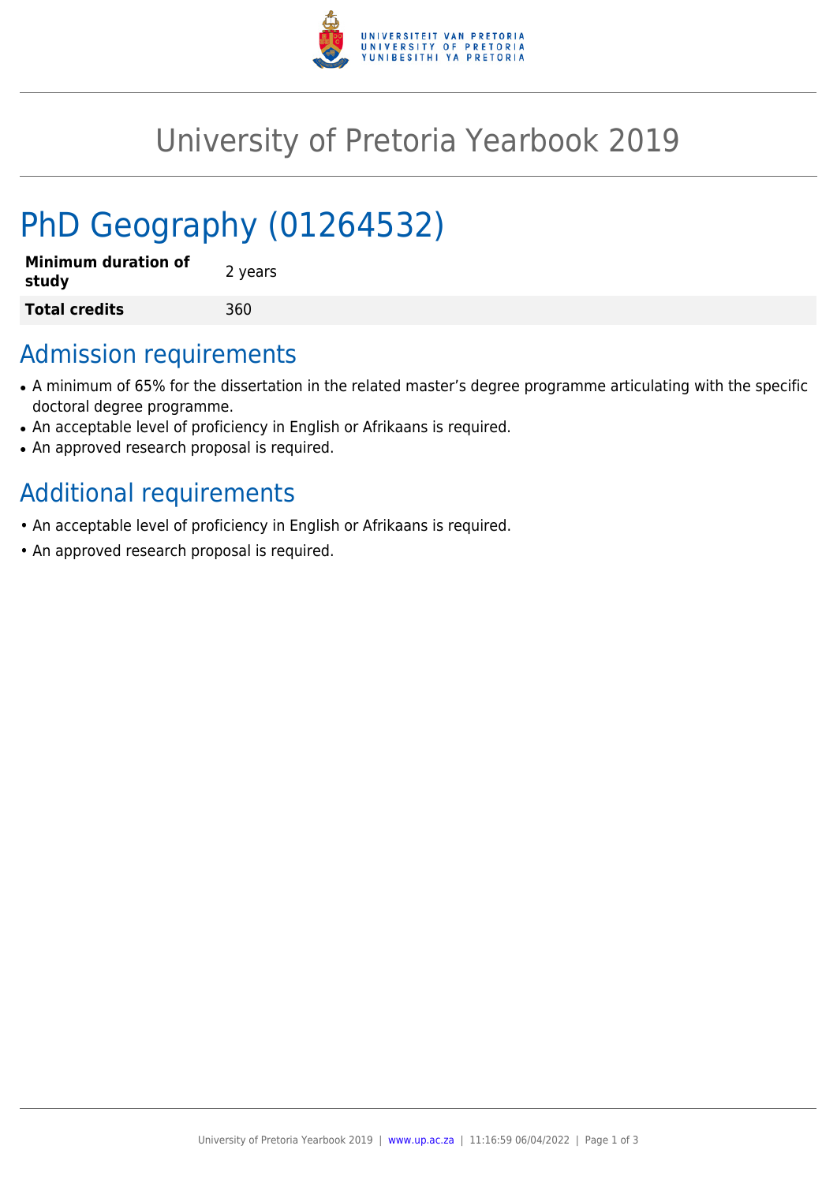# University of Pretoria Yearbook 2019

# PhD Geography (01264532)

| **Minimum duration of study** | 2 years |
| --- | --- |
| **Total credits** | 360 |

## Admission requirements

- A minimum of 65% for the dissertation in the related master's degree programme articulating with the specific doctoral degree programme.
- An acceptable level of proficiency in English or Afrikaans is required.
- An approved research proposal is required.

## Additional requirements

- An acceptable level of proficiency in English or Afrikaans is required.
- An approved research proposal is required.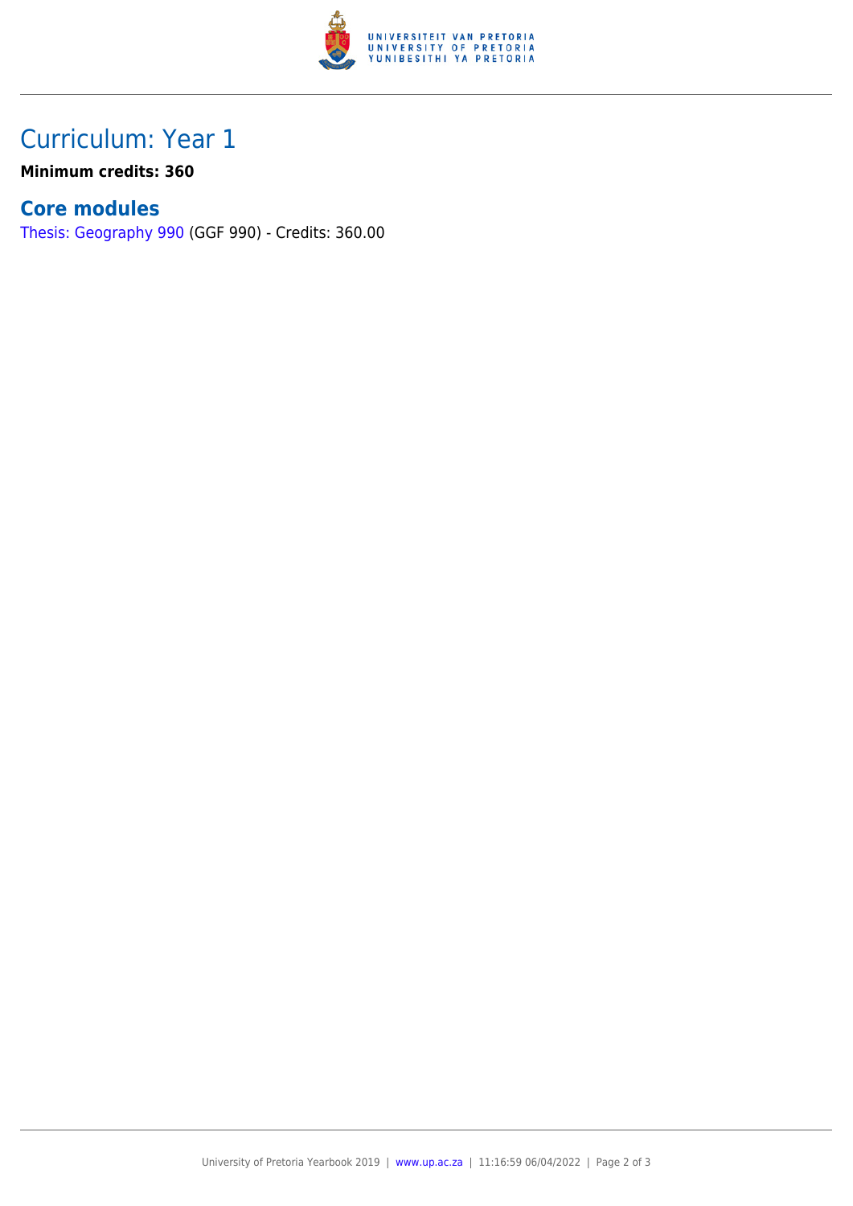## Curriculum: Year 1

**Minimum credits: 360**

### Core modules

Thesis: Geography 990 (GGF 990) - Credits: 360.00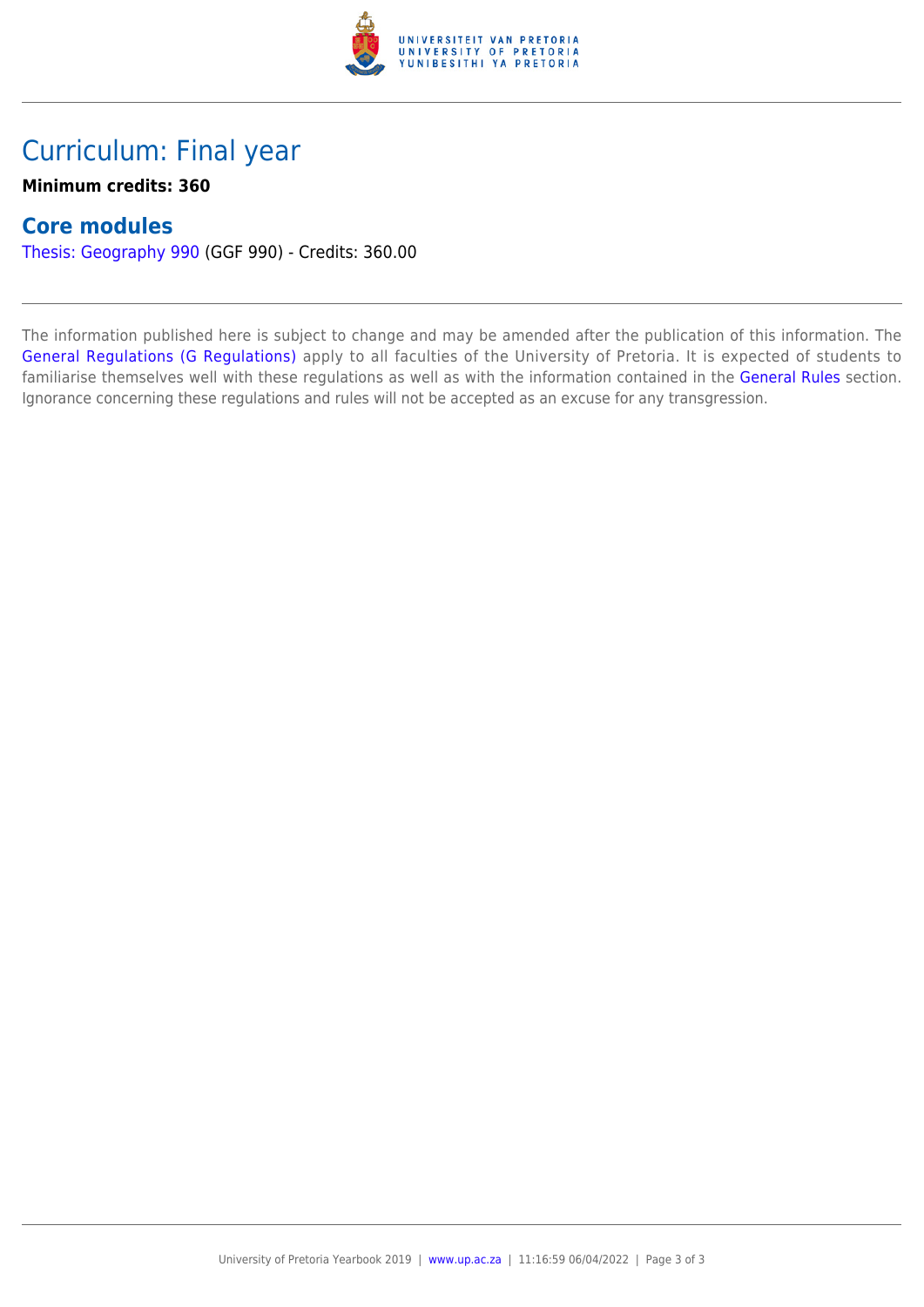## Curriculum: Final year

**Minimum credits: 360**

### Core modules

Thesis: Geography 990 (GGF 990) - Credits: 360.00

The information published here is subject to change and may be amended after the publication of this information. The General Regulations (G Regulations) apply to all faculties of the University of Pretoria. It is expected of students to familiarise themselves well with these regulations as well as with the information contained in the General Rules section. Ignorance concerning these regulations and rules will not be accepted as an excuse for any transgression.